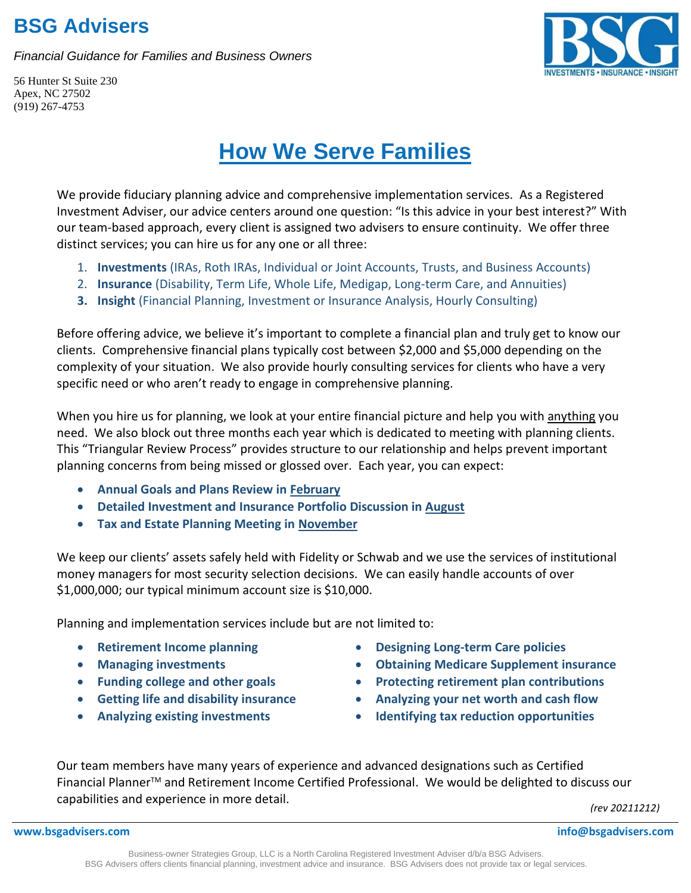# BSG Advisers

*Financial Guidance for Families and Business Owners*

56 Hunter St Suite 230
Apex, NC 27502
(919) 267-4753

## How We Serve Families

We provide fiduciary planning advice and comprehensive implementation services. As a Registered Investment Adviser, our advice centers around one question: "Is this advice in your best interest?" With our team-based approach, every client is assigned two advisers to ensure continuity. We offer three distinct services; you can hire us for any one or all three:

1. **Investments** (IRAs, Roth IRAs, Individual or Joint Accounts, Trusts, and Business Accounts)
2. **Insurance** (Disability, Term Life, Whole Life, Medigap, Long-term Care, and Annuities)
3. **Insight** (Financial Planning, Investment or Insurance Analysis, Hourly Consulting)

Before offering advice, we believe it's important to complete a financial plan and truly get to know our clients. Comprehensive financial plans typically cost between $2,000 and $5,000 depending on the complexity of your situation. We also provide hourly consulting services for clients who have a very specific need or who aren't ready to engage in comprehensive planning.

When you hire us for planning, we look at your entire financial picture and help you with anything you need. We also block out three months each year which is dedicated to meeting with planning clients. This "Triangular Review Process" provides structure to our relationship and helps prevent important planning concerns from being missed or glossed over. Each year, you can expect:

- **Annual Goals and Plans Review in February**
- **Detailed Investment and Insurance Portfolio Discussion in August**
- **Tax and Estate Planning Meeting in November**

We keep our clients' assets safely held with Fidelity or Schwab and we use the services of institutional money managers for most security selection decisions. We can easily handle accounts of over $1,000,000; our typical minimum account size is $10,000.

Planning and implementation services include but are not limited to:

- **Retirement Income planning**
- **Managing investments**
- **Funding college and other goals**
- **Getting life and disability insurance**
- **Analyzing existing investments**
- **Designing Long-term Care policies**
- **Obtaining Medicare Supplement insurance**
- **Protecting retirement plan contributions**
- **Analyzing your net worth and cash flow**
- **Identifying tax reduction opportunities**

Our team members have many years of experience and advanced designations such as Certified Financial Planner™ and Retirement Income Certified Professional. We would be delighted to discuss our capabilities and experience in more detail.

*(rev 20211212)*

**www.bsgadvisers.com** **info@bsgadvisers.com**

Business-owner Strategies Group, LLC is a North Carolina Registered Investment Adviser d/b/a BSG Advisers.
BSG Advisers offers clients financial planning, investment advice and insurance. BSG Advisers does not provide tax or legal services.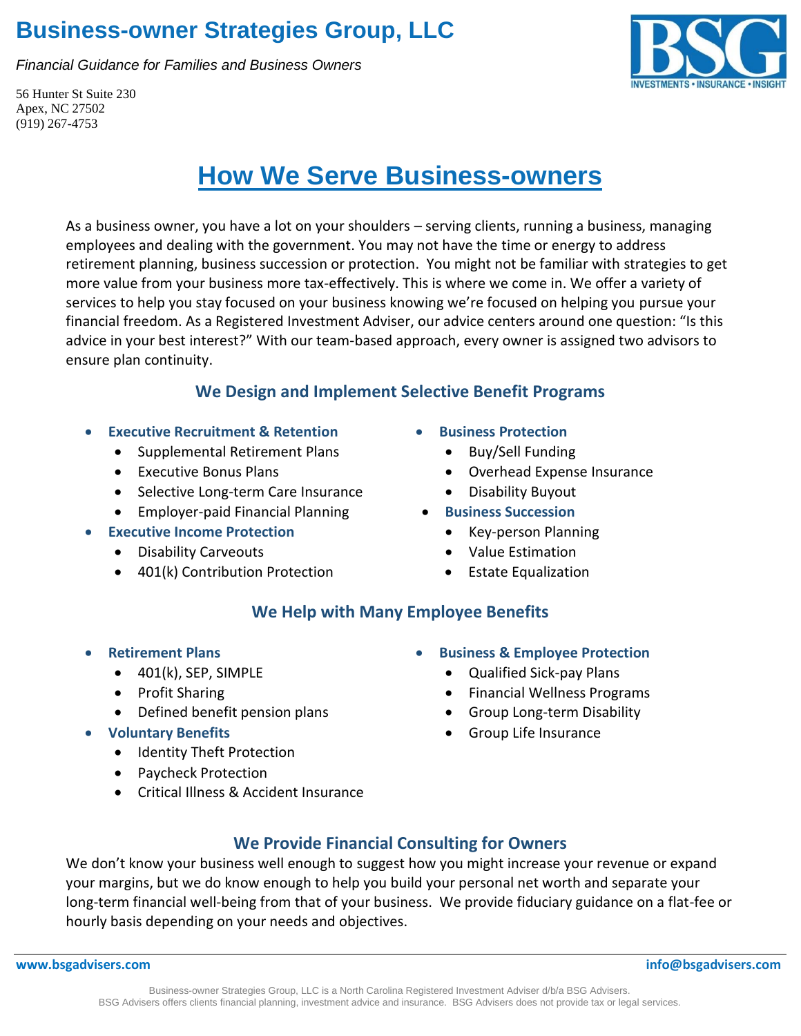# Business-owner Strategies Group, LLC

*Financial Guidance for Families and Business Owners*

56 Hunter St Suite 230
Apex, NC 27502
(919) 267-4753

BSG
INVESTMENTS • INSURANCE • INSIGHT

## How We Serve Business-owners

As a business owner, you have a lot on your shoulders – serving clients, running a business, managing employees and dealing with the government. You may not have the time or energy to address retirement planning, business succession or protection. You might not be familiar with strategies to get more value from your business more tax-effectively. This is where we come in. We offer a variety of services to help you stay focused on your business knowing we're focused on helping you pursue your financial freedom. As a Registered Investment Adviser, our advice centers around one question: "Is this advice in your best interest?" With our team-based approach, every owner is assigned two advisors to ensure plan continuity.

### We Design and Implement Selective Benefit Programs

- **Executive Recruitment & Retention**
  - Supplemental Retirement Plans
  - Executive Bonus Plans
  - Selective Long-term Care Insurance
  - Employer-paid Financial Planning
- **Executive Income Protection**
  - Disability Carveouts
  - 401(k) Contribution Protection
- **Business Protection**
  - Buy/Sell Funding
  - Overhead Expense Insurance
  - Disability Buyout
- **Business Succession**
  - Key-person Planning
  - Value Estimation
  - Estate Equalization

### We Help with Many Employee Benefits

- **Retirement Plans**
  - 401(k), SEP, SIMPLE
  - Profit Sharing
  - Defined benefit pension plans
- **Voluntary Benefits**
  - Identity Theft Protection
  - Paycheck Protection
  - Critical Illness & Accident Insurance
- **Business & Employee Protection**
  - Qualified Sick-pay Plans
  - Financial Wellness Programs
  - Group Long-term Disability
  - Group Life Insurance

### We Provide Financial Consulting for Owners

We don't know your business well enough to suggest how you might increase your revenue or expand your margins, but we do know enough to help you build your personal net worth and separate your long-term financial well-being from that of your business. We provide fiduciary guidance on a flat-fee or hourly basis depending on your needs and objectives.

**www.bsgadvisers.com** **info@bsgadvisers.com**

Business-owner Strategies Group, LLC is a North Carolina Registered Investment Adviser d/b/a BSG Advisers.
BSG Advisers offers clients financial planning, investment advice and insurance. BSG Advisers does not provide tax or legal services.